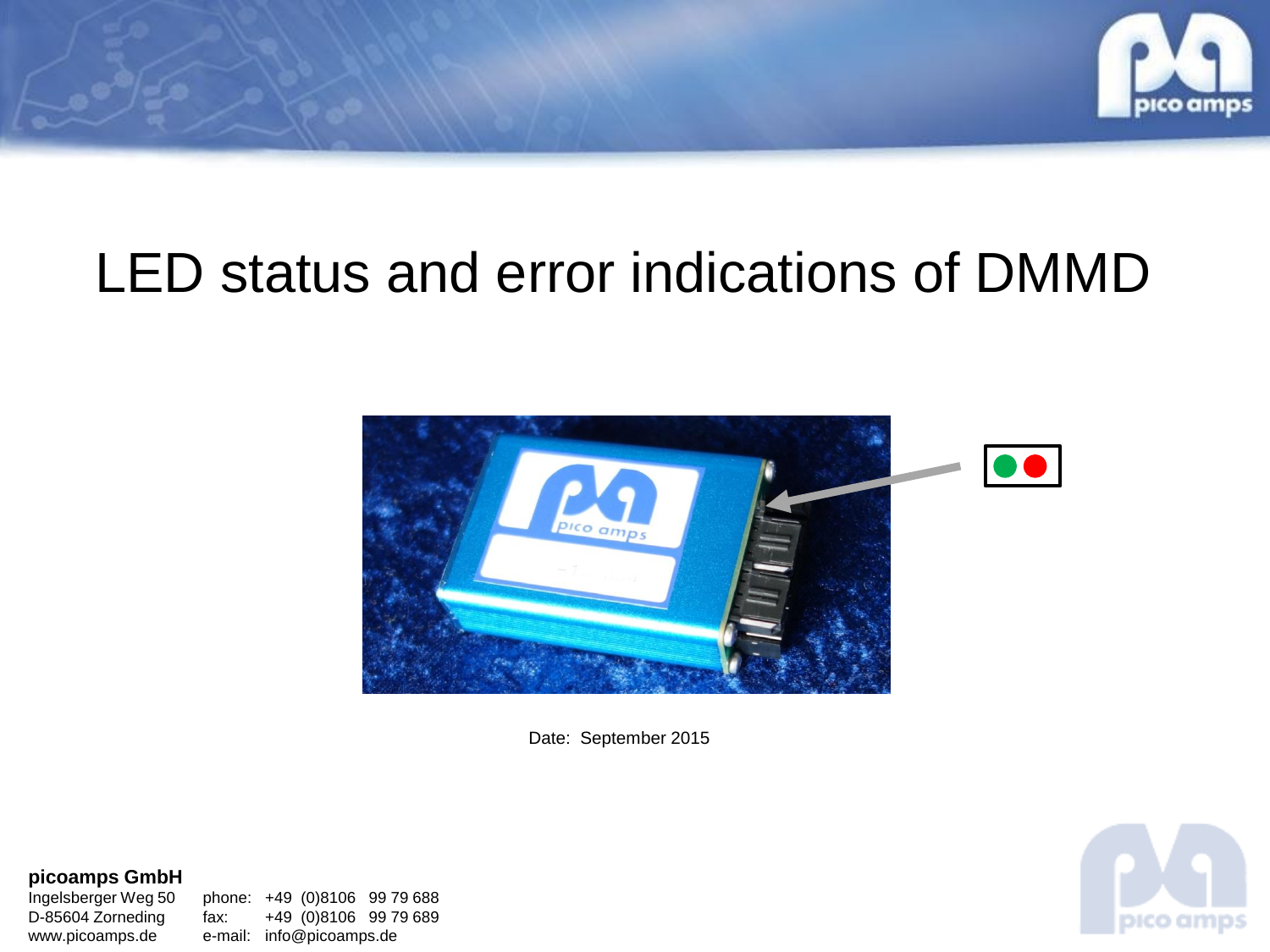# LED status and error indications of DMMD

Date: September 2015

**picoamps GmbH**
Ingelsberger Weg 50
D-85604 Zorneding
www.picoamps.de

phone: +49 (0)8106 99 79 688
fax: +49 (0)8106 99 79 689
e-mail: info@picoamps.de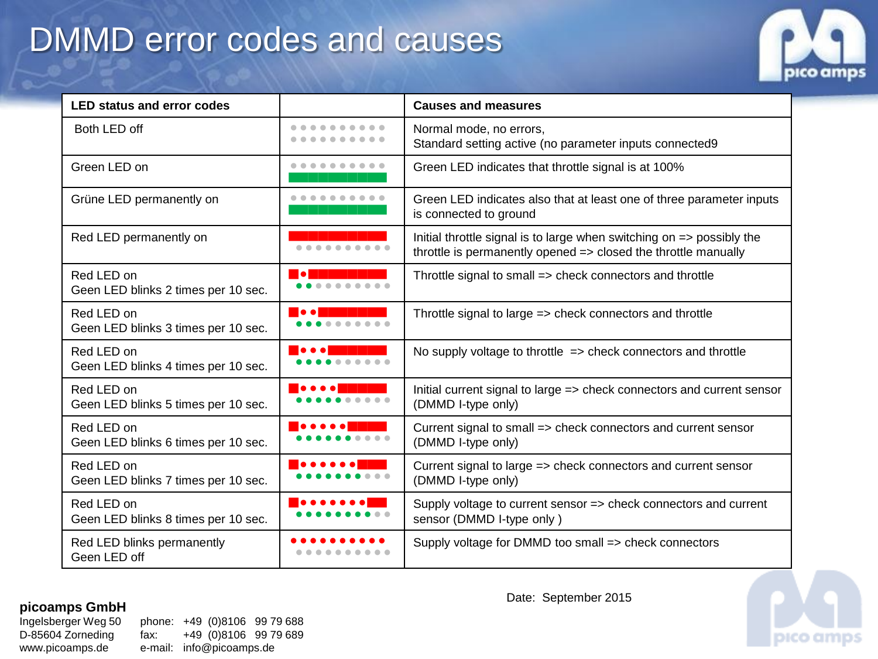# DMMD error codes and causes

| LED status and error codes | | Causes and measures |
| --- | --- | --- |
| Both LED off | | Normal mode, no errors,<br>Standard setting active (no parameter inputs connected9 |
| Green LED on | | Green LED indicates that throttle signal is at 100% |
| Grüne LED permanently on | | Green LED indicates also that at least one of three parameter inputs is connected to ground |
| Red LED permanently on | | Initial throttle signal is to large when switching on => possibly the throttle is permanently opened => closed the throttle manually |
| Red LED on<br>Geen LED blinks 2 times per 10 sec. | | Throttle signal to small => check connectors and throttle |
| Red LED on<br>Geen LED blinks 3 times per 10 sec. | | Throttle signal to large => check connectors and throttle |
| Red LED on<br>Geen LED blinks 4 times per 10 sec. | | No supply voltage to throttle => check connectors and throttle |
| Red LED on<br>Geen LED blinks 5 times per 10 sec. | | Initial current signal to large => check connectors and current sensor (DMMD I-type only) |
| Red LED on<br>Geen LED blinks 6 times per 10 sec. | | Current signal to small => check connectors and current sensor (DMMD I-type only) |
| Red LED on<br>Geen LED blinks 7 times per 10 sec. | | Current signal to large => check connectors and current sensor (DMMD I-type only) |
| Red LED on<br>Geen LED blinks 8 times per 10 sec. | | Supply voltage to current sensor => check connectors and current sensor (DMMD I-type only ) |
| Red LED blinks permanently<br>Geen LED off | | Supply voltage for DMMD too small => check connectors |

Date: September 2015

**picoamps GmbH**
Ingelsberger Weg 50
D-85604 Zorneding
www.picoamps.de

phone: +49 (0)8106 99 79 688
fax: +49 (0)8106 99 79 689
e-mail: info@picoamps.de